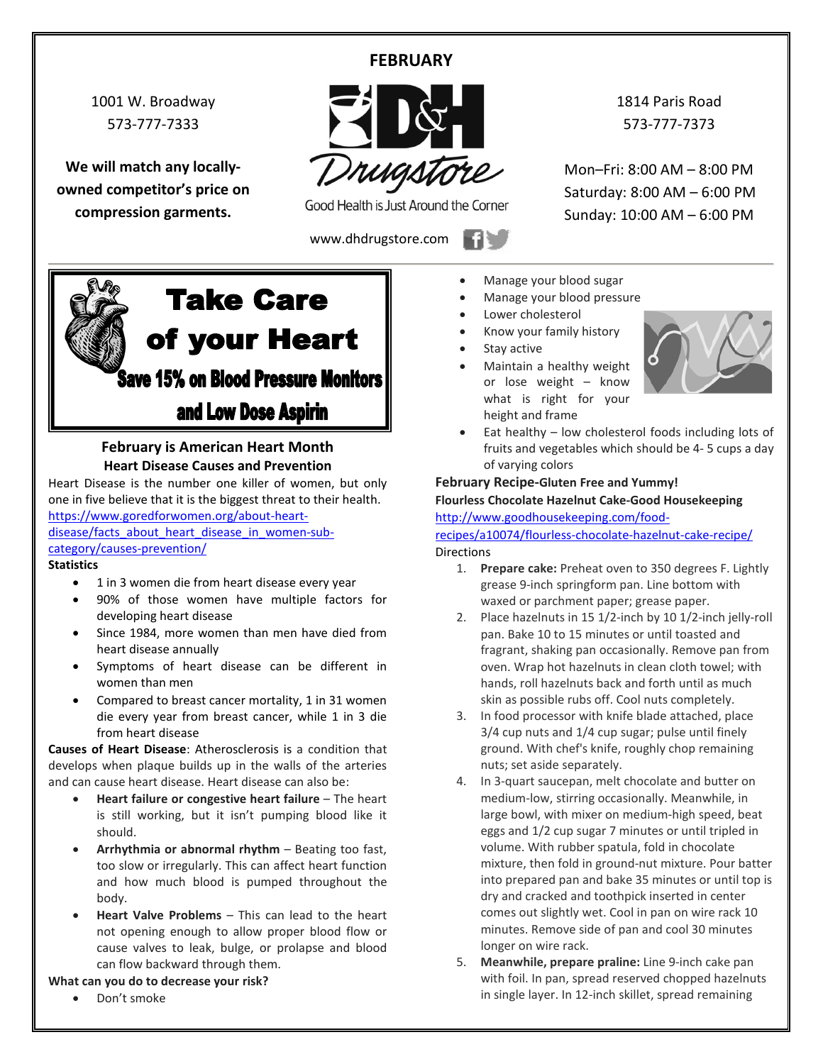# FEBRUARY

1001 W. Broadway
573-777-7333

**We will match any locally-owned competitor's price on compression garments.**

D&H Drugstore

Good Health is Just Around the Corner

www.dhdrugstore.com

1814 Paris Road
573-777-7373

Mon–Fri: 8:00 AM – 8:00 PM
Saturday: 8:00 AM – 6:00 PM
Sunday: 10:00 AM – 6:00 PM

## Take Care of your Heart

**Save 15% on Blood Pressure Monitors and Low Dose Aspirin**

### February is American Heart Month

**Heart Disease Causes and Prevention**

Heart Disease is the number one killer of women, but only one in five believe that it is the biggest threat to their health. https://www.goredforwomen.org/about-heart-disease/facts_about_heart_disease_in_women-sub-category/causes-prevention/

**Statistics**

- 1 in 3 women die from heart disease every year
- 90% of those women have multiple factors for developing heart disease
- Since 1984, more women than men have died from heart disease annually
- Symptoms of heart disease can be different in women than men
- Compared to breast cancer mortality, 1 in 31 women die every year from breast cancer, while 1 in 3 die from heart disease

**Causes of Heart Disease**: Atherosclerosis is a condition that develops when plaque builds up in the walls of the arteries and can cause heart disease. Heart disease can also be:

- **Heart failure or congestive heart failure** – The heart is still working, but it isn't pumping blood like it should.
- **Arrhythmia or abnormal rhythm** – Beating too fast, too slow or irregularly. This can affect heart function and how much blood is pumped throughout the body.
- **Heart Valve Problems** – This can lead to the heart not opening enough to allow proper blood flow or cause valves to leak, bulge, or prolapse and blood can flow backward through them.

**What can you do to decrease your risk?**

- Don't smoke
- Manage your blood sugar
- Manage your blood pressure
- Lower cholesterol
- Know your family history
- Stay active
- Maintain a healthy weight or lose weight – know what is right for your height and frame
- Eat healthy – low cholesterol foods including lots of fruits and vegetables which should be 4- 5 cups a day of varying colors

**February Recipe-Gluten Free and Yummy!**

**Flourless Chocolate Hazelnut Cake-Good Housekeeping**

http://www.goodhousekeeping.com/food-recipes/a10074/flourless-chocolate-hazelnut-cake-recipe/

Directions

1. **Prepare cake:** Preheat oven to 350 degrees F. Lightly grease 9-inch springform pan. Line bottom with waxed or parchment paper; grease paper.
2. Place hazelnuts in 15 1/2-inch by 10 1/2-inch jelly-roll pan. Bake 10 to 15 minutes or until toasted and fragrant, shaking pan occasionally. Remove pan from oven. Wrap hot hazelnuts in clean cloth towel; with hands, roll hazelnuts back and forth until as much skin as possible rubs off. Cool nuts completely.
3. In food processor with knife blade attached, place 3/4 cup nuts and 1/4 cup sugar; pulse until finely ground. With chef's knife, roughly chop remaining nuts; set aside separately.
4. In 3-quart saucepan, melt chocolate and butter on medium-low, stirring occasionally. Meanwhile, in large bowl, with mixer on medium-high speed, beat eggs and 1/2 cup sugar 7 minutes or until tripled in volume. With rubber spatula, fold in chocolate mixture, then fold in ground-nut mixture. Pour batter into prepared pan and bake 35 minutes or until top is dry and cracked and toothpick inserted in center comes out slightly wet. Cool in pan on wire rack 10 minutes. Remove side of pan and cool 30 minutes longer on wire rack.
5. **Meanwhile, prepare praline:** Line 9-inch cake pan with foil. In pan, spread reserved chopped hazelnuts in single layer. In 12-inch skillet, spread remaining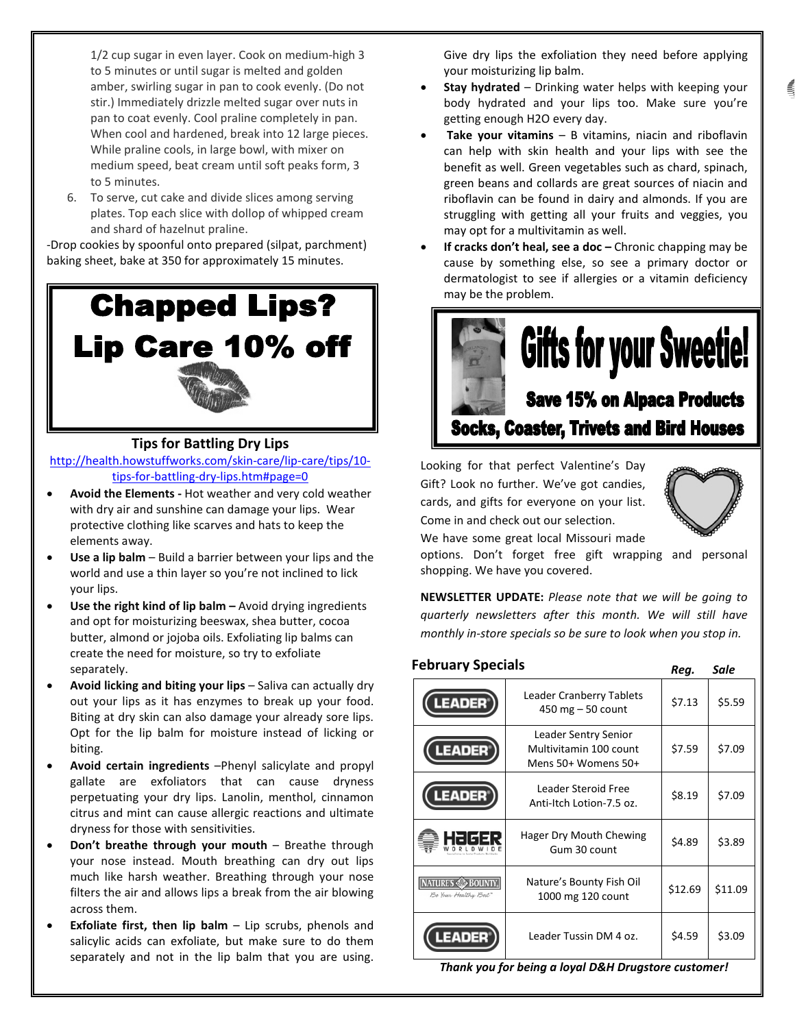1/2 cup sugar in even layer. Cook on medium-high 3 to 5 minutes or until sugar is melted and golden amber, swirling sugar in pan to cook evenly. (Do not stir.) Immediately drizzle melted sugar over nuts in pan to coat evenly. Cool praline completely in pan. When cool and hardened, break into 12 large pieces. While praline cools, in large bowl, with mixer on medium speed, beat cream until soft peaks form, 3 to 5 minutes.

6. To serve, cut cake and divide slices among serving plates. Top each slice with dollop of whipped cream and shard of hazelnut praline.

-Drop cookies by spoonful onto prepared (silpat, parchment) baking sheet, bake at 350 for approximately 15 minutes.

# Chapped Lips?

# Lip Care 10% off

## Tips for Battling Dry Lips

http://health.howstuffworks.com/skin-care/lip-care/tips/10-tips-for-battling-dry-lips.htm#page=0

- **Avoid the Elements -** Hot weather and very cold weather with dry air and sunshine can damage your lips. Wear protective clothing like scarves and hats to keep the elements away.
- **Use a lip balm** – Build a barrier between your lips and the world and use a thin layer so you're not inclined to lick your lips.
- **Use the right kind of lip balm –** Avoid drying ingredients and opt for moisturizing beeswax, shea butter, cocoa butter, almond or jojoba oils. Exfoliating lip balms can create the need for moisture, so try to exfoliate separately.
- **Avoid licking and biting your lips** – Saliva can actually dry out your lips as it has enzymes to break up your food. Biting at dry skin can also damage your already sore lips. Opt for the lip balm for moisture instead of licking or biting.
- **Avoid certain ingredients** –Phenyl salicylate and propyl gallate are exfoliators that can cause dryness perpetuating your dry lips. Lanolin, menthol, cinnamon citrus and mint can cause allergic reactions and ultimate dryness for those with sensitivities.
- **Don't breathe through your mouth** – Breathe through your nose instead. Mouth breathing can dry out lips much like harsh weather. Breathing through your nose filters the air and allows lips a break from the air blowing across them.
- **Exfoliate first, then lip balm** – Lip scrubs, phenols and salicylic acids can exfoliate, but make sure to do them separately and not in the lip balm that you are using. Give dry lips the exfoliation they need before applying your moisturizing lip balm.
- **Stay hydrated** – Drinking water helps with keeping your body hydrated and your lips too. Make sure you're getting enough H2O every day.
- **Take your vitamins** – B vitamins, niacin and riboflavin can help with skin health and your lips with see the benefit as well. Green vegetables such as chard, spinach, green beans and collards are great sources of niacin and riboflavin can be found in dairy and almonds. If you are struggling with getting all your fruits and veggies, you may opt for a multivitamin as well.
- **If cracks don't heal, see a doc –** Chronic chapping may be cause by something else, so see a primary doctor or dermatologist to see if allergies or a vitamin deficiency may be the problem.

# Gifts for your Sweetie!

**Save 15% on Alpaca Products**

**Socks, Coaster, Trivets and Bird Houses**

Looking for that perfect Valentine's Day Gift? Look no further. We've got candies, cards, and gifts for everyone on your list. Come in and check out our selection. We have some great local Missouri made options. Don't forget free gift wrapping and personal shopping. We have you covered.

**NEWSLETTER UPDATE:** *Please note that we will be going to quarterly newsletters after this month. We will still have monthly in-store specials so be sure to look when you stop in.*

## February Specials

| | | Reg. | Sale |
|---|---|---|---|
| LEADER | Leader Cranberry Tablets 450 mg – 50 count | $7.13 | $5.59 |
| LEADER | Leader Sentry Senior Multivitamin 100 count Mens 50+ Womens 50+ | $7.59 | $7.09 |
| LEADER | Leader Steroid Free Anti-Itch Lotion-7.5 oz. | $8.19 | $7.09 |
| HAGER WORLDWIDE | Hager Dry Mouth Chewing Gum 30 count | $4.89 | $3.89 |
| NATURE'S BOUNTY | Nature's Bounty Fish Oil 1000 mg 120 count | $12.69 | $11.09 |
| LEADER | Leader Tussin DM 4 oz. | $4.59 | $3.09 |

***Thank you for being a loyal D&H Drugstore customer!***